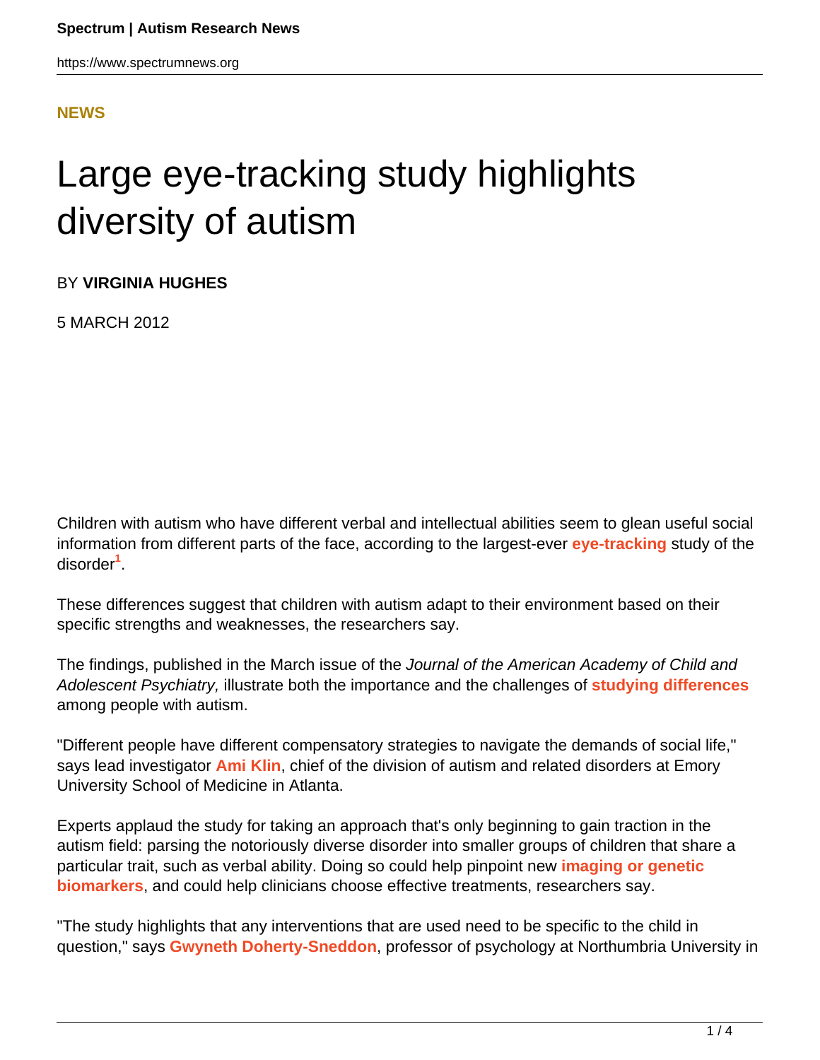NEWS

# Large eye-tracking study highlights diversity of autism

BY **VIRGINIA HUGHES**

5 MARCH 2012

Children with autism who have different verbal and intellectual abilities seem to glean useful social information from different parts of the face, according to the largest-ever **eye-tracking** study of the disorder[1].

These differences suggest that children with autism adapt to their environment based on their specific strengths and weaknesses, the researchers say.

The findings, published in the March issue of the *Journal of the American Academy of Child and Adolescent Psychiatry,* illustrate both the importance and the challenges of **studying differences** among people with autism.

"Different people have different compensatory strategies to navigate the demands of social life," says lead investigator **Ami Klin**, chief of the division of autism and related disorders at Emory University School of Medicine in Atlanta.

Experts applaud the study for taking an approach that's only beginning to gain traction in the autism field: parsing the notoriously diverse disorder into smaller groups of children that share a particular trait, such as verbal ability. Doing so could help pinpoint new **imaging or genetic biomarkers**, and could help clinicians choose effective treatments, researchers say.

"The study highlights that any interventions that are used need to be specific to the child in question," says **Gwyneth Doherty-Sneddon**, professor of psychology at Northumbria University in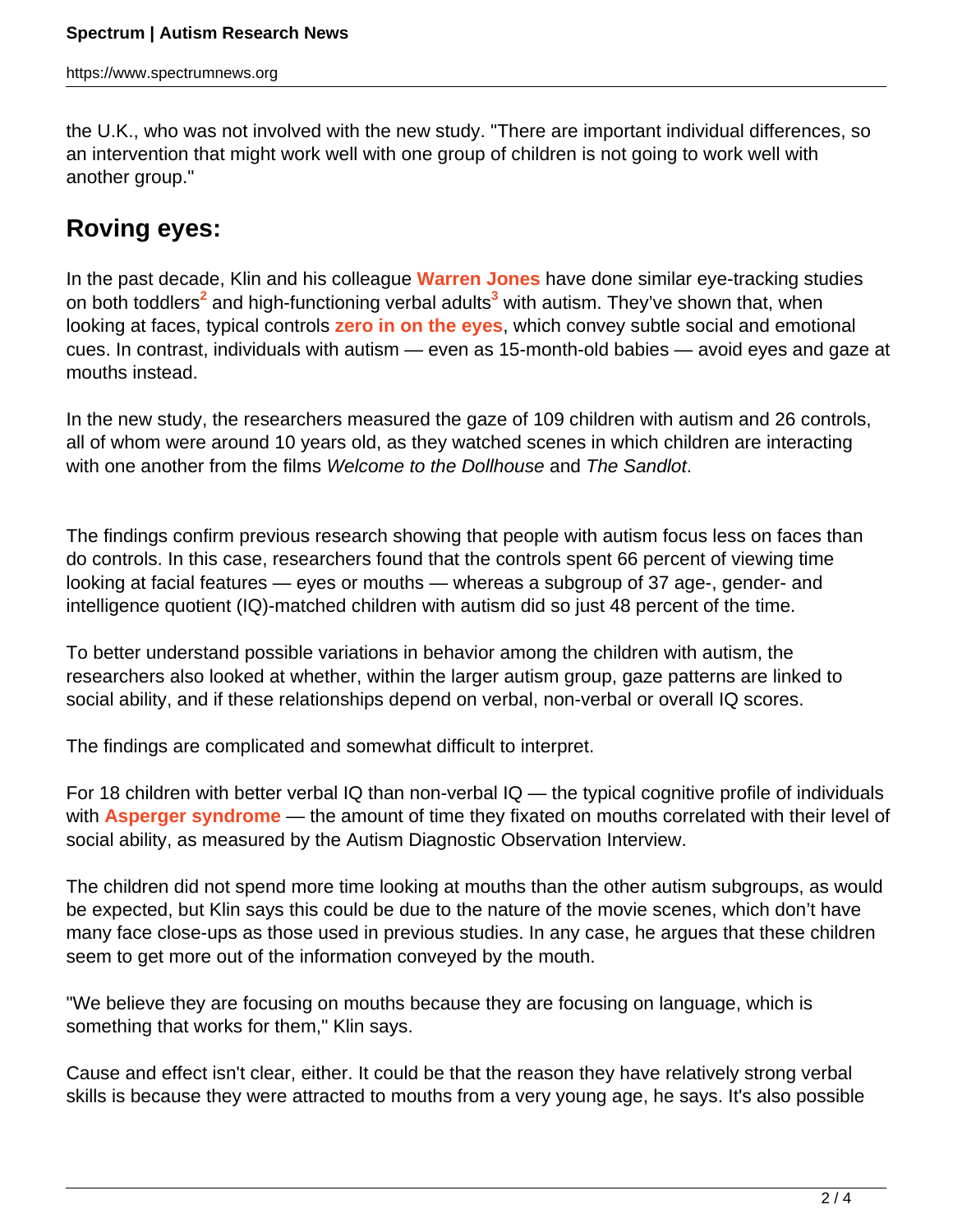the U.K., who was not involved with the new study. "There are important individual differences, so an intervention that might work well with one group of children is not going to work well with another group."

## Roving eyes:

In the past decade, Klin and his colleague **Warren Jones** have done similar eye-tracking studies on both toddlers[2] and high-functioning verbal adults[3] with autism. They've shown that, when looking at faces, typical controls **zero in on the eyes**, which convey subtle social and emotional cues. In contrast, individuals with autism — even as 15-month-old babies — avoid eyes and gaze at mouths instead.

In the new study, the researchers measured the gaze of 109 children with autism and 26 controls, all of whom were around 10 years old, as they watched scenes in which children are interacting with one another from the films *Welcome to the Dollhouse* and *The Sandlot*.

The findings confirm previous research showing that people with autism focus less on faces than do controls. In this case, researchers found that the controls spent 66 percent of viewing time looking at facial features — eyes or mouths — whereas a subgroup of 37 age-, gender- and intelligence quotient (IQ)-matched children with autism did so just 48 percent of the time.

To better understand possible variations in behavior among the children with autism, the researchers also looked at whether, within the larger autism group, gaze patterns are linked to social ability, and if these relationships depend on verbal, non-verbal or overall IQ scores.

The findings are complicated and somewhat difficult to interpret.

For 18 children with better verbal IQ than non-verbal IQ — the typical cognitive profile of individuals with **Asperger syndrome** — the amount of time they fixated on mouths correlated with their level of social ability, as measured by the Autism Diagnostic Observation Interview.

The children did not spend more time looking at mouths than the other autism subgroups, as would be expected, but Klin says this could be due to the nature of the movie scenes, which don't have many face close-ups as those used in previous studies. In any case, he argues that these children seem to get more out of the information conveyed by the mouth.

"We believe they are focusing on mouths because they are focusing on language, which is something that works for them," Klin says.

Cause and effect isn't clear, either. It could be that the reason they have relatively strong verbal skills is because they were attracted to mouths from a very young age, he says. It's also possible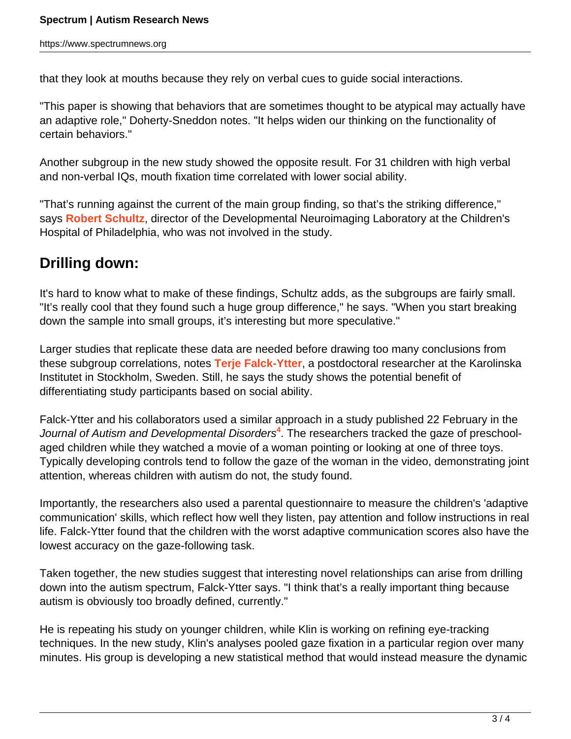that they look at mouths because they rely on verbal cues to guide social interactions.

"This paper is showing that behaviors that are sometimes thought to be atypical may actually have an adaptive role," Doherty-Sneddon notes. "It helps widen our thinking on the functionality of certain behaviors."

Another subgroup in the new study showed the opposite result. For 31 children with high verbal and non-verbal IQs, mouth fixation time correlated with lower social ability.

"That's running against the current of the main group finding, so that's the striking difference," says **Robert Schultz**, director of the Developmental Neuroimaging Laboratory at the Children's Hospital of Philadelphia, who was not involved in the study.

## Drilling down:

It's hard to know what to make of these findings, Schultz adds, as the subgroups are fairly small. "It's really cool that they found such a huge group difference," he says. "When you start breaking down the sample into small groups, it's interesting but more speculative."

Larger studies that replicate these data are needed before drawing too many conclusions from these subgroup correlations, notes **Terje Falck-Ytter**, a postdoctoral researcher at the Karolinska Institutet in Stockholm, Sweden. Still, he says the study shows the potential benefit of differentiating study participants based on social ability.

Falck-Ytter and his collaborators used a similar approach in a study published 22 February in the *Journal of Autism and Developmental Disorders*[4]. The researchers tracked the gaze of preschool-aged children while they watched a movie of a woman pointing or looking at one of three toys. Typically developing controls tend to follow the gaze of the woman in the video, demonstrating joint attention, whereas children with autism do not, the study found.

Importantly, the researchers also used a parental questionnaire to measure the children's 'adaptive communication' skills, which reflect how well they listen, pay attention and follow instructions in real life. Falck-Ytter found that the children with the worst adaptive communication scores also have the lowest accuracy on the gaze-following task.

Taken together, the new studies suggest that interesting novel relationships can arise from drilling down into the autism spectrum, Falck-Ytter says. "I think that's a really important thing because autism is obviously too broadly defined, currently."

He is repeating his study on younger children, while Klin is working on refining eye-tracking techniques. In the new study, Klin's analyses pooled gaze fixation in a particular region over many minutes. His group is developing a new statistical method that would instead measure the dynamic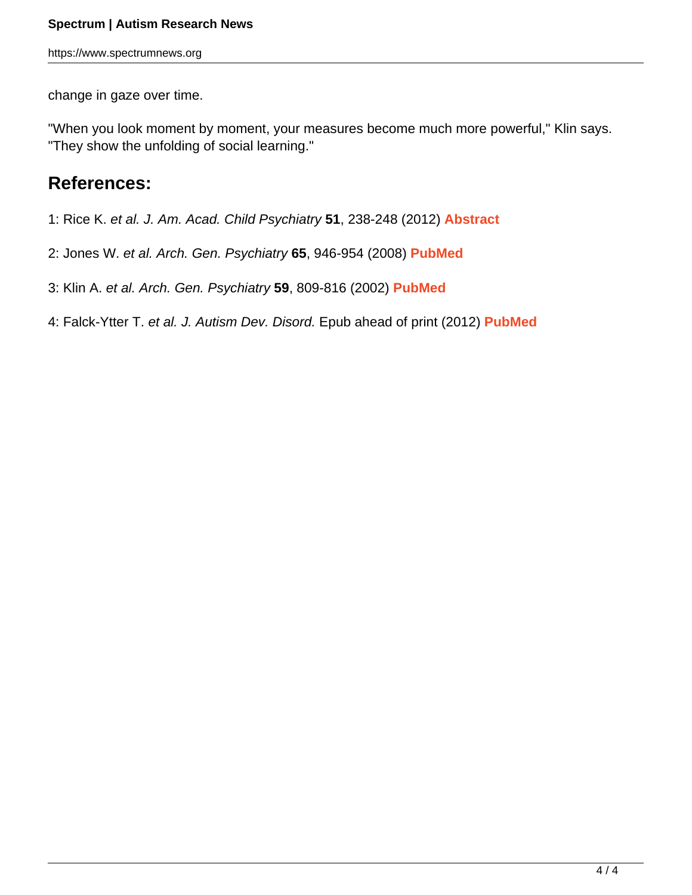change in gaze over time.

"When you look moment by moment, your measures become much more powerful," Klin says. "They show the unfolding of social learning."

## References:

1: Rice K. *et al. J. Am. Acad. Child Psychiatry* **51**, 238-248 (2012) **Abstract**

2: Jones W. *et al. Arch. Gen. Psychiatry* **65**, 946-954 (2008) **PubMed**

3: Klin A. *et al. Arch. Gen. Psychiatry* **59**, 809-816 (2002) **PubMed**

4: Falck-Ytter T. *et al. J. Autism Dev. Disord.* Epub ahead of print (2012) **PubMed**